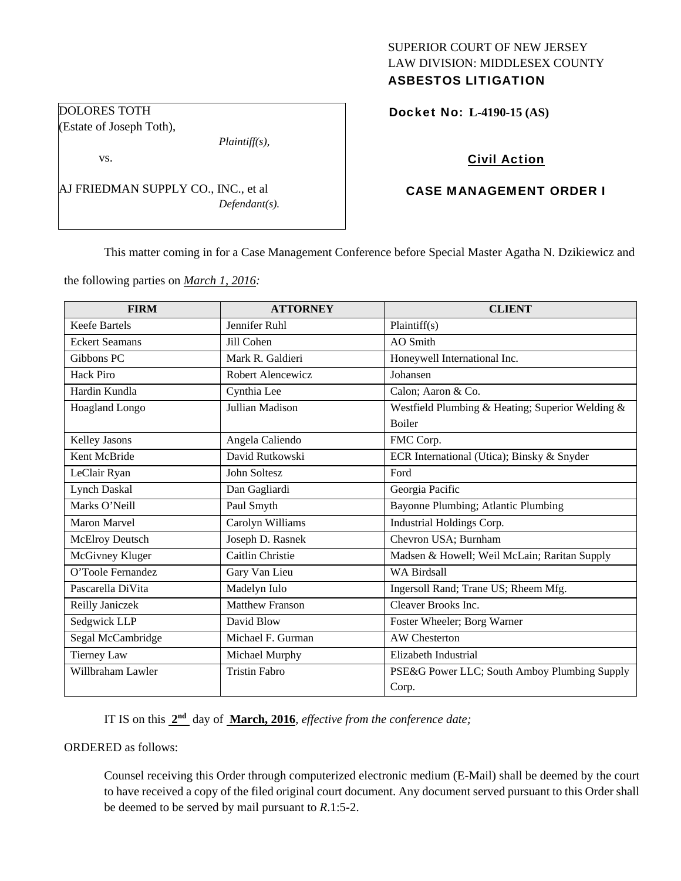SUPERIOR COURT OF NEW JERSEY
LAW DIVISION: MIDDLESEX COUNTY
**ASBESTOS LITIGATION**

DOLORES TOTH
(Estate of Joseph Toth),
*Plaintiff(s),*

vs.

AJ FRIEDMAN SUPPLY CO., INC., et al
*Defendant(s).*

**Docket No: L-4190-15 (AS)**

**Civil Action**

**CASE MANAGEMENT ORDER I**

This matter coming in for a Case Management Conference before Special Master Agatha N. Dzikiewicz and the following parties on *March 1, 2016:*

| FIRM | ATTORNEY | CLIENT |
|---|---|---|
| Keefe Bartels | Jennifer Ruhl | Plaintiff(s) |
| Eckert Seamans | Jill Cohen | AO Smith |
| Gibbons PC | Mark R. Galdieri | Honeywell International Inc. |
| Hack Piro | Robert Alencewicz | Johansen |
| Hardin Kundla | Cynthia Lee | Calon; Aaron & Co. |
| Hoagland Longo | Jullian Madison | Westfield Plumbing & Heating; Superior Welding & Boiler |
| Kelley Jasons | Angela Caliendo | FMC Corp. |
| Kent McBride | David Rutkowski | ECR International (Utica); Binsky & Snyder |
| LeClair Ryan | John Soltesz | Ford |
| Lynch Daskal | Dan Gagliardi | Georgia Pacific |
| Marks O'Neill | Paul Smyth | Bayonne Plumbing; Atlantic Plumbing |
| Maron Marvel | Carolyn Williams | Industrial Holdings Corp. |
| McElroy Deutsch | Joseph D. Rasnek | Chevron USA; Burnham |
| McGivney Kluger | Caitlin Christie | Madsen & Howell; Weil McLain; Raritan Supply |
| O'Toole Fernandez | Gary Van Lieu | WA Birdsall |
| Pascarella DiVita | Madelyn Iulo | Ingersoll Rand; Trane US; Rheem Mfg. |
| Reilly Janiczek | Matthew Franson | Cleaver Brooks Inc. |
| Sedgwick LLP | David Blow | Foster Wheeler; Borg Warner |
| Segal McCambridge | Michael F. Gurman | AW Chesterton |
| Tierney Law | Michael Murphy | Elizabeth Industrial |
| Willbraham Lawler | Tristin Fabro | PSE&G Power LLC; South Amboy Plumbing Supply Corp. |

IT IS on this **2nd** day of **March, 2016**, *effective from the conference date;*

ORDERED as follows:

Counsel receiving this Order through computerized electronic medium (E-Mail) shall be deemed by the court to have received a copy of the filed original court document. Any document served pursuant to this Order shall be deemed to be served by mail pursuant to *R*.1:5-2.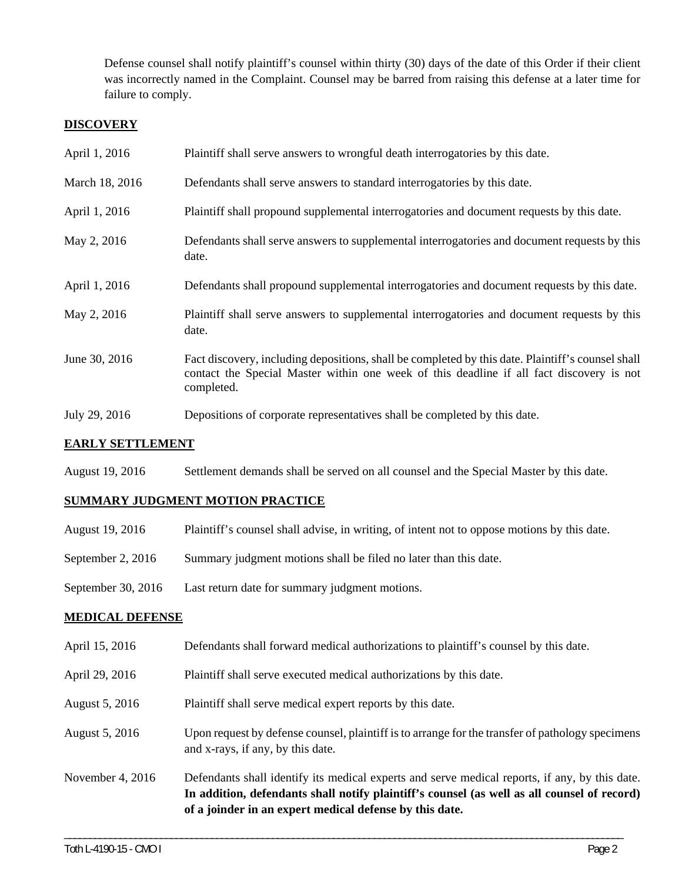Defense counsel shall notify plaintiff's counsel within thirty (30) days of the date of this Order if their client was incorrectly named in the Complaint. Counsel may be barred from raising this defense at a later time for failure to comply.

## DISCOVERY

| | |
|---|---|
| April 1, 2016 | Plaintiff shall serve answers to wrongful death interrogatories by this date. |
| March 18, 2016 | Defendants shall serve answers to standard interrogatories by this date. |
| April 1, 2016 | Plaintiff shall propound supplemental interrogatories and document requests by this date. |
| May 2, 2016 | Defendants shall serve answers to supplemental interrogatories and document requests by this date. |
| April 1, 2016 | Defendants shall propound supplemental interrogatories and document requests by this date. |
| May 2, 2016 | Plaintiff shall serve answers to supplemental interrogatories and document requests by this date. |
| June 30, 2016 | Fact discovery, including depositions, shall be completed by this date. Plaintiff's counsel shall contact the Special Master within one week of this deadline if all fact discovery is not completed. |
| July 29, 2016 | Depositions of corporate representatives shall be completed by this date. |

## EARLY SETTLEMENT

| | |
|---|---|
| August 19, 2016 | Settlement demands shall be served on all counsel and the Special Master by this date. |

## SUMMARY JUDGMENT MOTION PRACTICE

| | |
|---|---|
| August 19, 2016 | Plaintiff's counsel shall advise, in writing, of intent not to oppose motions by this date. |
| September 2, 2016 | Summary judgment motions shall be filed no later than this date. |
| September 30, 2016 | Last return date for summary judgment motions. |

## MEDICAL DEFENSE

| | |
|---|---|
| April 15, 2016 | Defendants shall forward medical authorizations to plaintiff's counsel by this date. |
| April 29, 2016 | Plaintiff shall serve executed medical authorizations by this date. |
| August 5, 2016 | Plaintiff shall serve medical expert reports by this date. |
| August 5, 2016 | Upon request by defense counsel, plaintiff is to arrange for the transfer of pathology specimens and x-rays, if any, by this date. |
| November 4, 2016 | Defendants shall identify its medical experts and serve medical reports, if any, by this date. **In addition, defendants shall notify plaintiff's counsel (as well as all counsel of record) of a joinder in an expert medical defense by this date.** |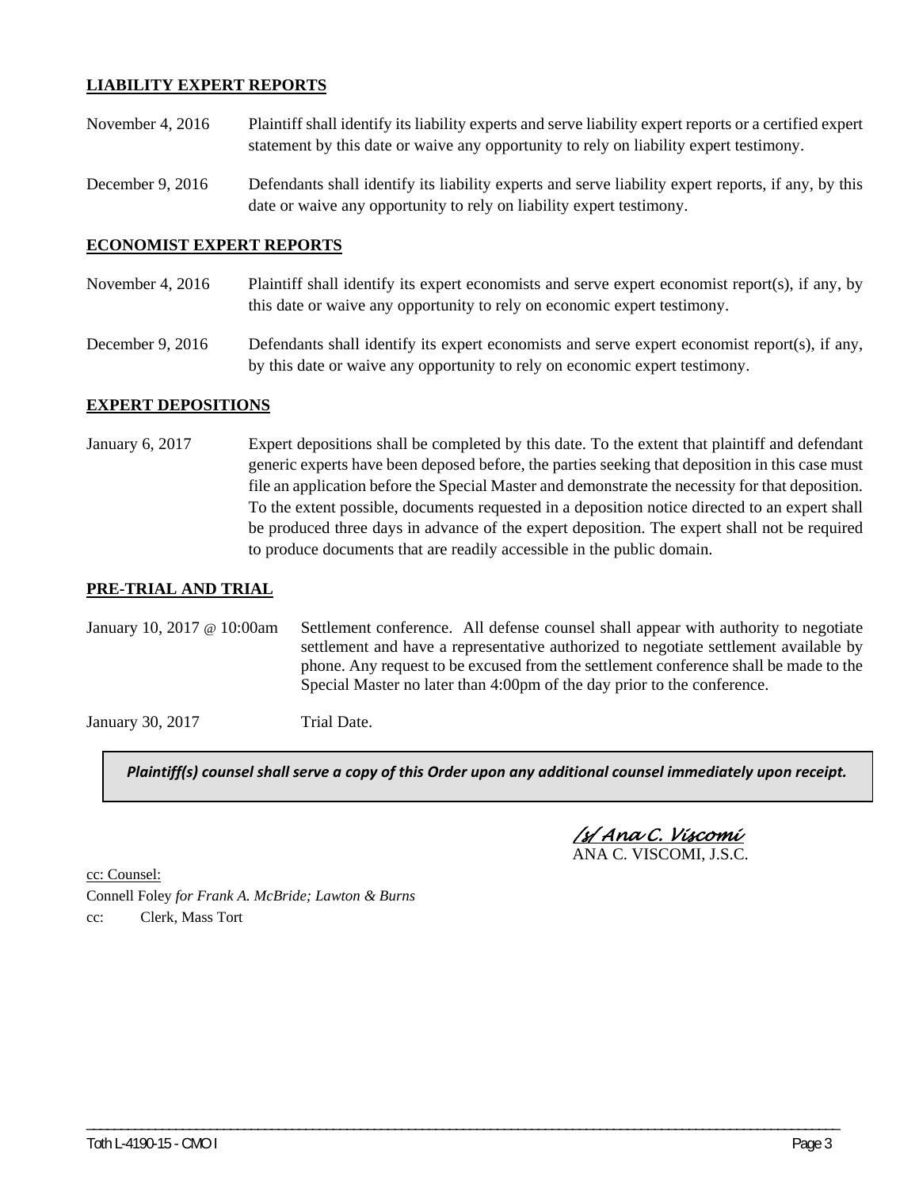**LIABILITY EXPERT REPORTS**

| | |
|---|---|
| November 4, 2016 | Plaintiff shall identify its liability experts and serve liability expert reports or a certified expert statement by this date or waive any opportunity to rely on liability expert testimony. |
| December 9, 2016 | Defendants shall identify its liability experts and serve liability expert reports, if any, by this date or waive any opportunity to rely on liability expert testimony. |

**ECONOMIST EXPERT REPORTS**

| | |
|---|---|
| November 4, 2016 | Plaintiff shall identify its expert economists and serve expert economist report(s), if any, by this date or waive any opportunity to rely on economic expert testimony. |
| December 9, 2016 | Defendants shall identify its expert economists and serve expert economist report(s), if any, by this date or waive any opportunity to rely on economic expert testimony. |

**EXPERT DEPOSITIONS**

| | |
|---|---|
| January 6, 2017 | Expert depositions shall be completed by this date. To the extent that plaintiff and defendant generic experts have been deposed before, the parties seeking that deposition in this case must file an application before the Special Master and demonstrate the necessity for that deposition. To the extent possible, documents requested in a deposition notice directed to an expert shall be produced three days in advance of the expert deposition. The expert shall not be required to produce documents that are readily accessible in the public domain. |

**PRE-TRIAL AND TRIAL**

| | |
|---|---|
| January 10, 2017 @ 10:00am | Settlement conference. All defense counsel shall appear with authority to negotiate settlement and have a representative authorized to negotiate settlement available by phone. Any request to be excused from the settlement conference shall be made to the Special Master no later than 4:00pm of the day prior to the conference. |
| January 30, 2017 | Trial Date. |

***Plaintiff(s) counsel shall serve a copy of this Order upon any additional counsel immediately upon receipt.***

*/s/ Ana C. Viscomi*
ANA C. VISCOMI, J.S.C.

cc: Counsel:
Connell Foley *for Frank A. McBride; Lawton & Burns*
cc: Clerk, Mass Tort